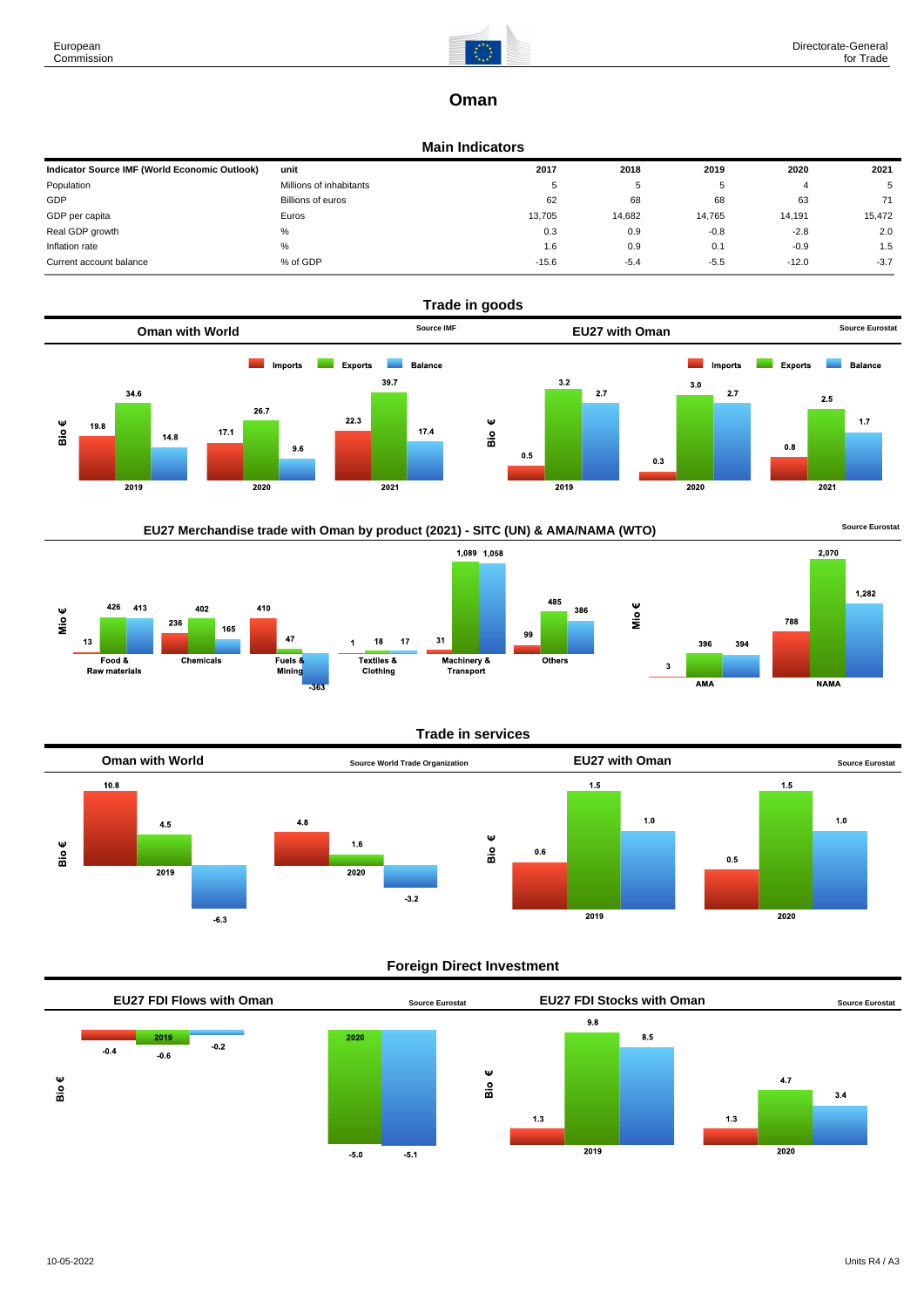# Oman

## Main Indicators

| Indicator Source IMF (World Economic Outlook) | unit | 2017 | 2018 | 2019 | 2020 | 2021 |
|---|---|---|---|---|---|---|
| Population | Millions of inhabitants | 5 | 5 | 5 | 4 | 5 |
| GDP | Billions of euros | 62 | 68 | 68 | 63 | 71 |
| GDP per capita | Euros | 13,705 | 14,682 | 14,765 | 14,191 | 15,472 |
| Real GDP growth | % | 0.3 | 0.9 | -0.8 | -2.8 | 2.0 |
| Inflation rate | % | 1.6 | 0.9 | 0.1 | -0.9 | 1.5 |
| Current account balance | % of GDP | -15.6 | -5.4 | -5.5 | -12.0 | -3.7 |

## Trade in goods

### Oman with World

Source IMF

Bio €

| | Imports | Exports | Balance |
|---|---|---|---|
| 2019 | 19.8 | 34.6 | 14.8 |
| 2020 | 17.1 | 26.7 | 9.6 |
| 2021 | 22.3 | 39.7 | 17.4 |

### EU27 with Oman

Source Eurostat

Bio €

| | Imports | Exports | Balance |
|---|---|---|---|
| 2019 | 0.5 | 3.2 | 2.7 |
| 2020 | 0.3 | 3.0 | 2.7 |
| 2021 | 0.8 | 2.5 | 1.7 |

### EU27 Merchandise trade with Oman by product (2021) - SITC (UN) & AMA/NAMA (WTO)

Source Eurostat

Mio €

| | Imports | Exports | Balance |
|---|---|---|---|
| Food & Raw materials | 13 | 426 | 413 |
| Chemicals | 236 | 402 | 165 |
| Fuels & Mining | 410 | 47 | -363 |
| Textiles & Clothing | 1 | 18 | 17 |
| Machinery & Transport | 31 | 1,089 | 1,058 |
| Others | 99 | 485 | 386 |

Mio €

| | Imports | Exports | Balance |
|---|---|---|---|
| AMA | 3 | 396 | 394 |
| NAMA | 788 | 2,070 | 1,282 |

## Trade in services

### Oman with World

Source World Trade Organization

Bio €

| | Imports | Exports | Balance |
|---|---|---|---|
| 2019 | 10.8 | 4.5 | -6.3 |
| 2020 | 4.8 | 1.6 | -3.2 |

### EU27 with Oman

Source Eurostat

Bio €

| | Imports | Exports | Balance |
|---|---|---|---|
| 2019 | 0.6 | 1.5 | 1.0 |
| 2020 | 0.5 | 1.5 | 1.0 |

## Foreign Direct Investment

### EU27 FDI Flows with Oman

Source Eurostat

Bio €

| | Inward | Outward | Net |
|---|---|---|---|
| 2019 | -0.4 | -0.6 | -0.2 |
| 2020 | | -5.0 | -5.1 |

### EU27 FDI Stocks with Oman

Source Eurostat

Bio €

| | Inward | Outward | Net |
|---|---|---|---|
| 2019 | 1.3 | 9.8 | 8.5 |
| 2020 | 1.3 | 4.7 | 3.4 |

10-05-2022

Units R4 / A3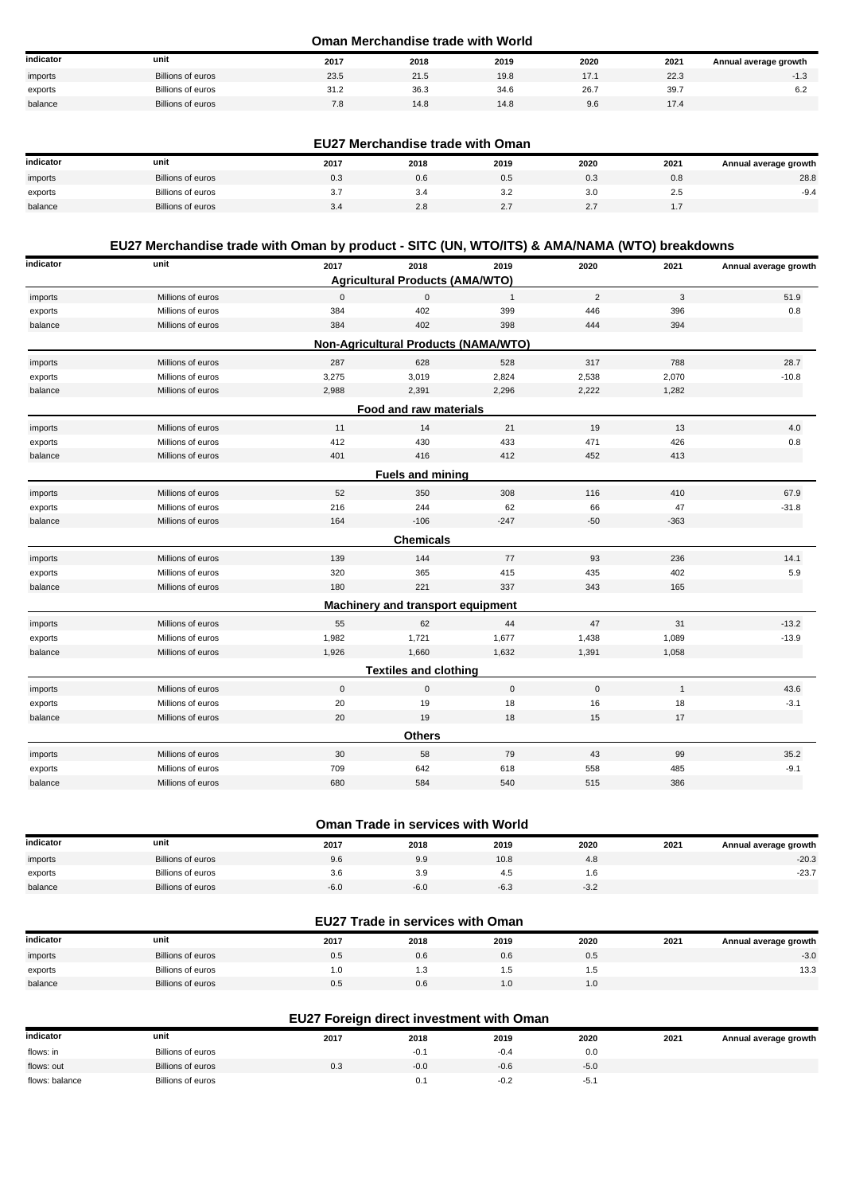## Oman Merchandise trade with World

| indicator | unit | 2017 | 2018 | 2019 | 2020 | 2021 | Annual average growth |
|---|---|---|---|---|---|---|---|
| imports | Billions of euros | 23.5 | 21.5 | 19.8 | 17.1 | 22.3 | -1.3 |
| exports | Billions of euros | 31.2 | 36.3 | 34.6 | 26.7 | 39.7 | 6.2 |
| balance | Billions of euros | 7.8 | 14.8 | 14.8 | 9.6 | 17.4 | |

## EU27 Merchandise trade with Oman

| indicator | unit | 2017 | 2018 | 2019 | 2020 | 2021 | Annual average growth |
|---|---|---|---|---|---|---|---|
| imports | Billions of euros | 0.3 | 0.6 | 0.5 | 0.3 | 0.8 | 28.8 |
| exports | Billions of euros | 3.7 | 3.4 | 3.2 | 3.0 | 2.5 | -9.4 |
| balance | Billions of euros | 3.4 | 2.8 | 2.7 | 2.7 | 1.7 | |

## EU27 Merchandise trade with Oman by product - SITC (UN, WTO/ITS) & AMA/NAMA (WTO) breakdowns

| indicator | unit | 2017 | 2018 | 2019 | 2020 | 2021 | Annual average growth |
|---|---|---|---|---|---|---|---|
| | | | **Agricultural Products (AMA/WTO)** | | | | |
| imports | Millions of euros | 0 | 0 | 1 | 2 | 3 | 51.9 |
| exports | Millions of euros | 384 | 402 | 399 | 446 | 396 | 0.8 |
| balance | Millions of euros | 384 | 402 | 398 | 444 | 394 | |
| | | | **Non-Agricultural Products (NAMA/WTO)** | | | | |
| imports | Millions of euros | 287 | 628 | 528 | 317 | 788 | 28.7 |
| exports | Millions of euros | 3,275 | 3,019 | 2,824 | 2,538 | 2,070 | -10.8 |
| balance | Millions of euros | 2,988 | 2,391 | 2,296 | 2,222 | 1,282 | |
| | | | **Food and raw materials** | | | | |
| imports | Millions of euros | 11 | 14 | 21 | 19 | 13 | 4.0 |
| exports | Millions of euros | 412 | 430 | 433 | 471 | 426 | 0.8 |
| balance | Millions of euros | 401 | 416 | 412 | 452 | 413 | |
| | | | **Fuels and mining** | | | | |
| imports | Millions of euros | 52 | 350 | 308 | 116 | 410 | 67.9 |
| exports | Millions of euros | 216 | 244 | 62 | 66 | 47 | -31.8 |
| balance | Millions of euros | 164 | -106 | -247 | -50 | -363 | |
| | | | **Chemicals** | | | | |
| imports | Millions of euros | 139 | 144 | 77 | 93 | 236 | 14.1 |
| exports | Millions of euros | 320 | 365 | 415 | 435 | 402 | 5.9 |
| balance | Millions of euros | 180 | 221 | 337 | 343 | 165 | |
| | | | **Machinery and transport equipment** | | | | |
| imports | Millions of euros | 55 | 62 | 44 | 47 | 31 | -13.2 |
| exports | Millions of euros | 1,982 | 1,721 | 1,677 | 1,438 | 1,089 | -13.9 |
| balance | Millions of euros | 1,926 | 1,660 | 1,632 | 1,391 | 1,058 | |
| | | | **Textiles and clothing** | | | | |
| imports | Millions of euros | 0 | 0 | 0 | 0 | 1 | 43.6 |
| exports | Millions of euros | 20 | 19 | 18 | 16 | 18 | -3.1 |
| balance | Millions of euros | 20 | 19 | 18 | 15 | 17 | |
| | | | **Others** | | | | |
| imports | Millions of euros | 30 | 58 | 79 | 43 | 99 | 35.2 |
| exports | Millions of euros | 709 | 642 | 618 | 558 | 485 | -9.1 |
| balance | Millions of euros | 680 | 584 | 540 | 515 | 386 | |

## Oman Trade in services with World

| indicator | unit | 2017 | 2018 | 2019 | 2020 | 2021 | Annual average growth |
|---|---|---|---|---|---|---|---|
| imports | Billions of euros | 9.6 | 9.9 | 10.8 | 4.8 | | -20.3 |
| exports | Billions of euros | 3.6 | 3.9 | 4.5 | 1.6 | | -23.7 |
| balance | Billions of euros | -6.0 | -6.0 | -6.3 | -3.2 | | |

## EU27 Trade in services with Oman

| indicator | unit | 2017 | 2018 | 2019 | 2020 | 2021 | Annual average growth |
|---|---|---|---|---|---|---|---|
| imports | Billions of euros | 0.5 | 0.6 | 0.6 | 0.5 | | -3.0 |
| exports | Billions of euros | 1.0 | 1.3 | 1.5 | 1.5 | | 13.3 |
| balance | Billions of euros | 0.5 | 0.6 | 1.0 | 1.0 | | |

## EU27 Foreign direct investment with Oman

| indicator | unit | 2017 | 2018 | 2019 | 2020 | 2021 | Annual average growth |
|---|---|---|---|---|---|---|---|
| flows: in | Billions of euros | | -0.1 | -0.4 | 0.0 | | |
| flows: out | Billions of euros | 0.3 | -0.0 | -0.6 | -5.0 | | |
| flows: balance | Billions of euros | | 0.1 | -0.2 | -5.1 | | |